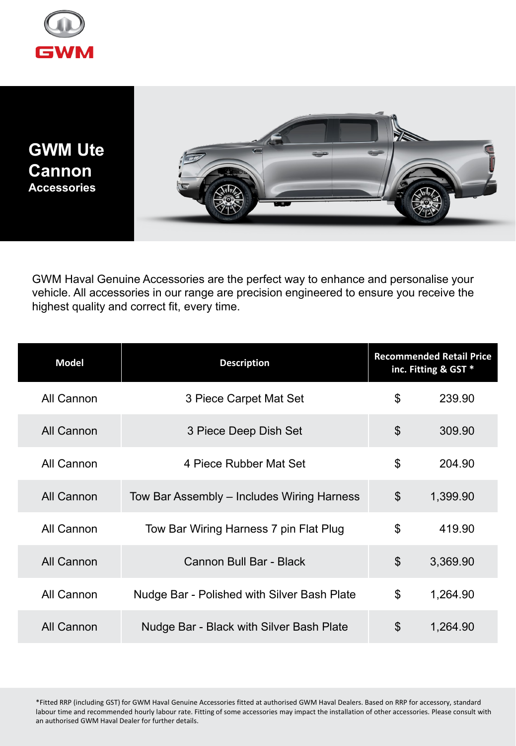GWM

# GWM Ute Cannon
**Accessories**

GWM Haval Genuine Accessories are the perfect way to enhance and personalise your vehicle. All accessories in our range are precision engineered to ensure you receive the highest quality and correct fit, every time.

| Model | Description | Recommended Retail Price inc. Fitting & GST * |
|---|---|---|
| All Cannon | 3 Piece Carpet Mat Set | $ 239.90 |
| All Cannon | 3 Piece Deep Dish Set | $ 309.90 |
| All Cannon | 4 Piece Rubber Mat Set | $ 204.90 |
| All Cannon | Tow Bar Assembly – Includes Wiring Harness | $ 1,399.90 |
| All Cannon | Tow Bar Wiring Harness 7 pin Flat Plug | $ 419.90 |
| All Cannon | Cannon Bull Bar - Black | $ 3,369.90 |
| All Cannon | Nudge Bar - Polished with Silver Bash Plate | $ 1,264.90 |
| All Cannon | Nudge Bar - Black with Silver Bash Plate | $ 1,264.90 |

*Fitted RRP (including GST) for GWM Haval Genuine Accessories fitted at authorised GWM Haval Dealers. Based on RRP for accessory, standard labour time and recommended hourly labour rate. Fitting of some accessories may impact the installation of other accessories. Please consult with an authorised GWM Haval Dealer for further details.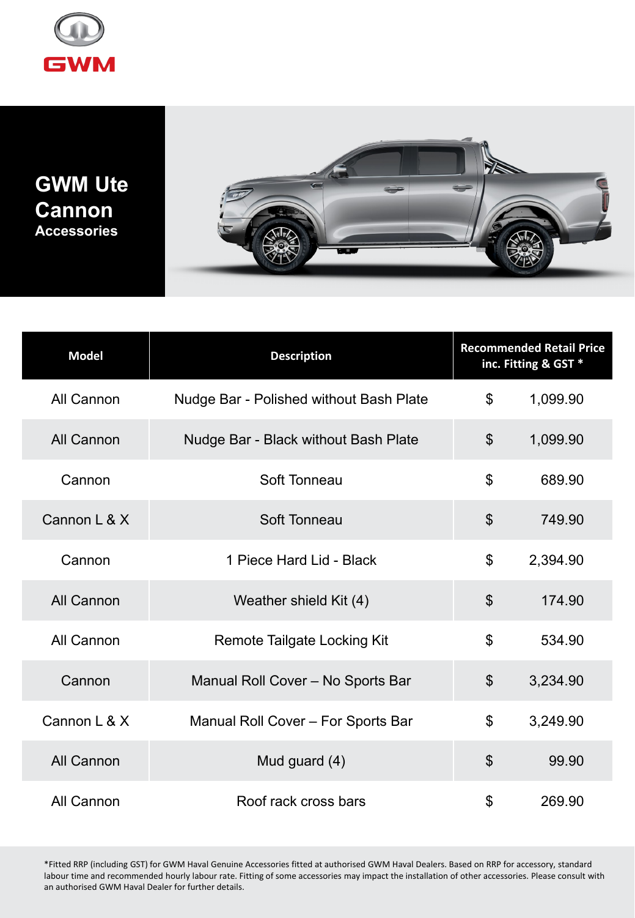GWM

# GWM Ute Cannon

## Accessories

| Model | Description | Recommended Retail Price inc. Fitting & GST * |
|---|---|---|
| All Cannon | Nudge Bar - Polished without Bash Plate | $ 1,099.90 |
| All Cannon | Nudge Bar - Black without Bash Plate | $ 1,099.90 |
| Cannon | Soft Tonneau | $ 689.90 |
| Cannon L & X | Soft Tonneau | $ 749.90 |
| Cannon | 1 Piece Hard Lid - Black | $ 2,394.90 |
| All Cannon | Weather shield Kit (4) | $ 174.90 |
| All Cannon | Remote Tailgate Locking Kit | $ 534.90 |
| Cannon | Manual Roll Cover – No Sports Bar | $ 3,234.90 |
| Cannon L & X | Manual Roll Cover – For Sports Bar | $ 3,249.90 |
| All Cannon | Mud guard (4) | $ 99.90 |
| All Cannon | Roof rack cross bars | $ 269.90 |

*Fitted RRP (including GST) for GWM Haval Genuine Accessories fitted at authorised GWM Haval Dealers. Based on RRP for accessory, standard labour time and recommended hourly labour rate. Fitting of some accessories may impact the installation of other accessories. Please consult with an authorised GWM Haval Dealer for further details.